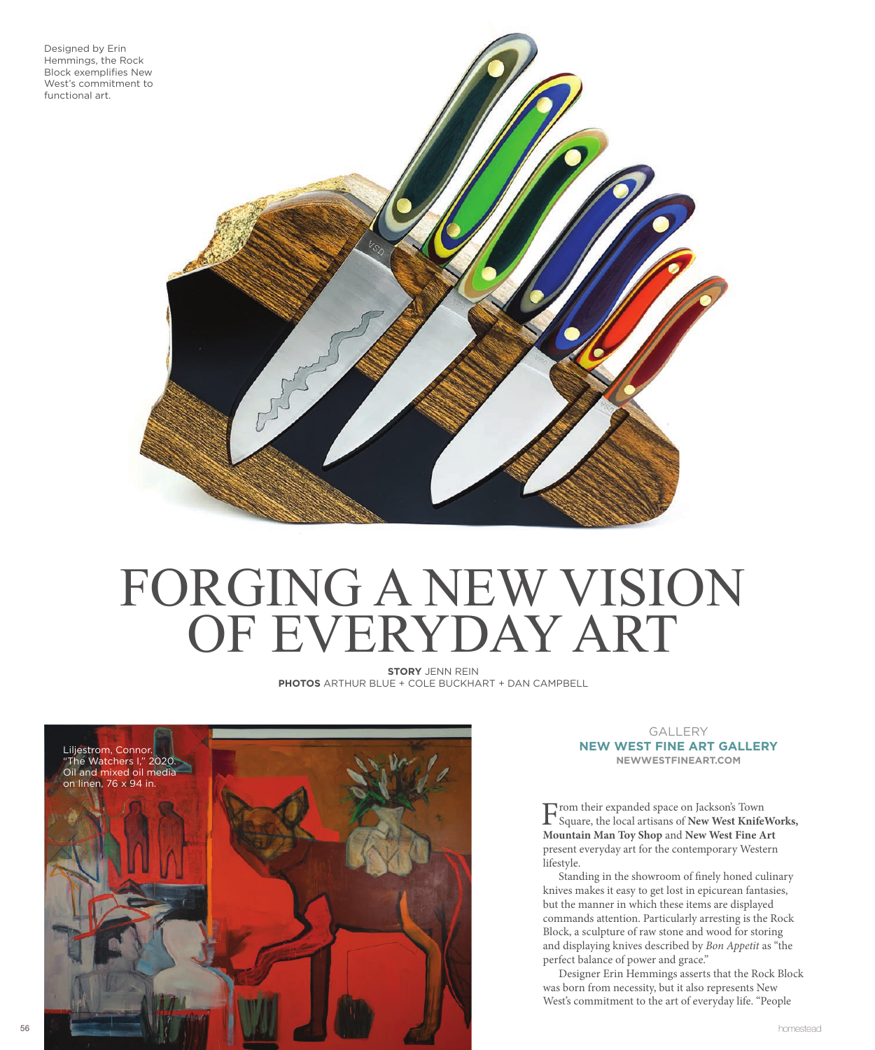Designed by Erin Hemmings, the Rock Block exemplifies New West's commitment to functional art.

# FORGING A NEW VISION OF EVERYDAY ART

**STORY** JENN REIN
**PHOTOS** ARTHUR BLUE + COLE BUCKHART + DAN CAMPBELL

Liljestrom, Connor. "The Watchers I," 2020. Oil and mixed oil media on linen, 76 x 94 in.

GALLERY
**NEW WEST FINE ART GALLERY**
**NEWWESTFINEART.COM**

From their expanded space on Jackson's Town Square, the local artisans of **New West KnifeWorks, Mountain Man Toy Shop** and **New West Fine Art** present everyday art for the contemporary Western lifestyle.

Standing in the showroom of finely honed culinary knives makes it easy to get lost in epicurean fantasies, but the manner in which these items are displayed commands attention. Particularly arresting is the Rock Block, a sculpture of raw stone and wood for storing and displaying knives described by *Bon Appetit* as "the perfect balance of power and grace."

Designer Erin Hemmings asserts that the Rock Block was born from necessity, but it also represents New West's commitment to the art of everyday life. "People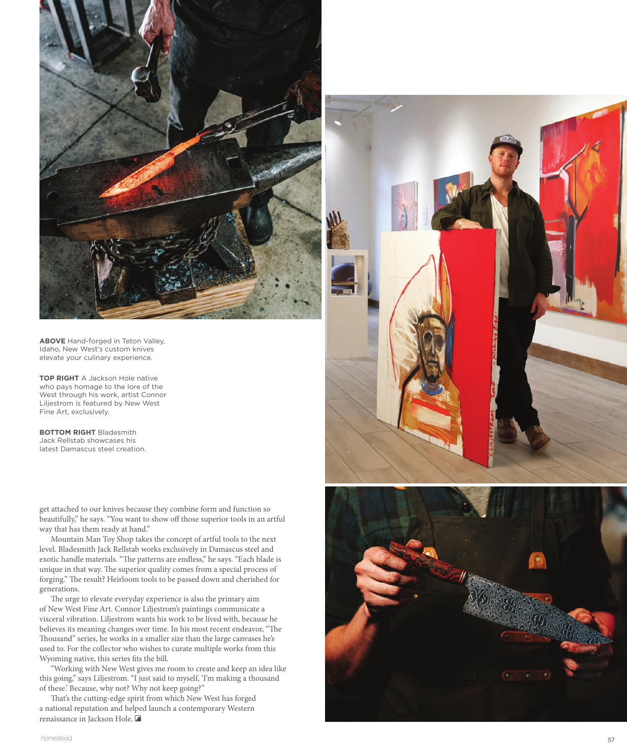**ABOVE** Hand-forged in Teton Valley, Idaho, New West's custom knives elevate your culinary experience.

**TOP RIGHT** A Jackson Hole native who pays homage to the lore of the West through his work, artist Connor Liljestrom is featured by New West Fine Art, exclusively.

**BOTTOM RIGHT** Bladesmith Jack Rellstab showcases his latest Damascus steel creation.

get attached to our knives because they combine form and function so beautifully," he says. "You want to show off those superior tools in an artful way that has them ready at hand."

Mountain Man Toy Shop takes the concept of artful tools to the next level. Bladesmith Jack Rellstab works exclusively in Damascus steel and exotic handle materials. "The patterns are endless," he says. "Each blade is unique in that way. The superior quality comes from a special process of forging." The result? Heirloom tools to be passed down and cherished for generations.

The urge to elevate everyday experience is also the primary aim of New West Fine Art. Connor Liljestrom's paintings communicate a visceral vibration. Liljestrom wants his work to be lived with, because he believes its meaning changes over time. In his most recent endeavor, "The Thousand" series, he works in a smaller size than the large canvases he's used to. For the collector who wishes to curate multiple works from this Wyoming native, this series fits the bill.

"Working with New West gives me room to create and keep an idea like this going," says Liljestrom. "I just said to myself, 'I'm making a thousand of these.' Because, why not? Why not keep going?"

That's the cutting-edge spirit from which New West has forged a national reputation and helped launch a contemporary Western renaissance in Jackson Hole.